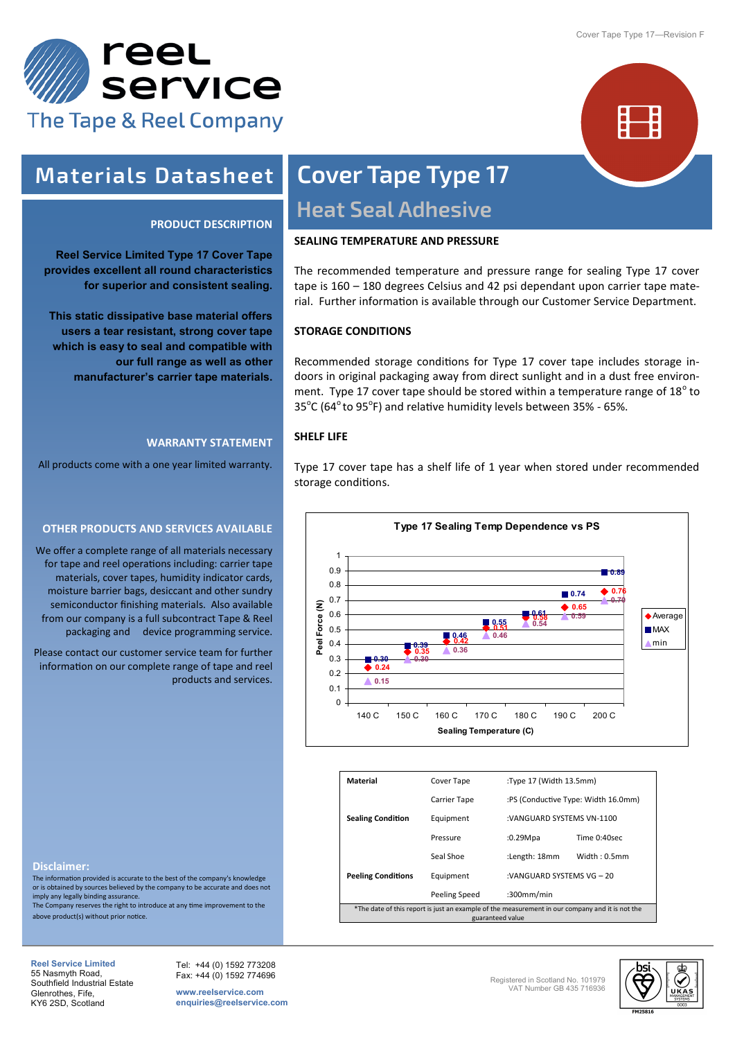# reel service

The Tape & Reel Company

# Materials Datasheet

# Cover Tape Type 17

## Heat Seal Adhesive

### PRODUCT DESCRIPTION

**Reel Service Limited Type 17 Cover Tape provides excellent all round characteristics for superior and consistent sealing.**

**This static dissipative base material offers users a tear resistant, strong cover tape which is easy to seal and compatible with our full range as well as other manufacturer's carrier tape materials.**

### WARRANTY STATEMENT

All products come with a one year limited warranty.

### OTHER PRODUCTS AND SERVICES AVAILABLE

We offer a complete range of all materials necessary for tape and reel operations including: carrier tape materials, cover tapes, humidity indicator cards, moisture barrier bags, desiccant and other sundry semiconductor finishing materials. Also available from our company is a full subcontract Tape & Reel packaging and device programming service.

Please contact our customer service team for further information on our complete range of tape and reel products and services.

### Disclaimer:

The information provided is accurate to the best of the company's knowledge or is obtained by sources believed by the company to be accurate and does not imply any legally binding assurance.
The Company reserves the right to introduce at any time improvement to the above product(s) without prior notice.

### SEALING TEMPERATURE AND PRESSURE

The recommended temperature and pressure range for sealing Type 17 cover tape is 160 – 180 degrees Celsius and 42 psi dependant upon carrier tape material. Further information is available through our Customer Service Department.

### STORAGE CONDITIONS

Recommended storage conditions for Type 17 cover tape includes storage indoors in original packaging away from direct sunlight and in a dust free environment. Type 17 cover tape should be stored within a temperature range of 18°C to 35°C (64° to 95°F) and relative humidity levels between 35% - 65%.

### SHELF LIFE

Type 17 cover tape has a shelf life of 1 year when stored under recommended storage conditions.

**Type 17 Sealing Temp Dependence vs PS**

| Sealing Temperature (C) | Average Peel Force (N) | MAX Peel Force (N) | min Peel Force (N) |
|---|---|---|---|
| 140 C | 0.24 | 0.30 | 0.15 |
| 150 C | 0.35 | 0.39 | 0.30 |
| 160 C | 0.42 | 0.46 | 0.36 |
| 170 C | 0.51 | 0.55 | 0.46 |
| 180 C | 0.58 | 0.61 | 0.54 |
| 190 C | 0.65 | 0.74 | 0.59 |
| 200 C | 0.76 | 0.89 | 0.70 |

| Material | Cover Tape | :Type 17 (Width 13.5mm) | |
|---|---|---|---|
| | Carrier Tape | :PS (Conductive Type: Width 16.0mm) | |
| Sealing Condition | Equipment | :VANGUARD SYSTEMS VN-1100 | |
| | Pressure | :0.29Mpa | Time 0:40sec |
| | Seal Shoe | :Length: 18mm | Width : 0.5mm |
| Peeling Conditions | Equipment | :VANGUARD SYSTEMS VG – 20 | |
| | Peeling Speed | :300mm/min | |

*The date of this report is just an example of the measurement in our company and it is not the guaranteed value

**Reel Service Limited**
55 Nasmyth Road,
Southfield Industrial Estate
Glenrothes, Fife,
KY6 2SD, Scotland

Tel: +44 (0) 1592 773208
Fax: +44 (0) 1592 774696

www.reelservice.com
enquiries@reelservice.com

Registered in Scotland No. 101979
VAT Number GB 435 716936

FM25816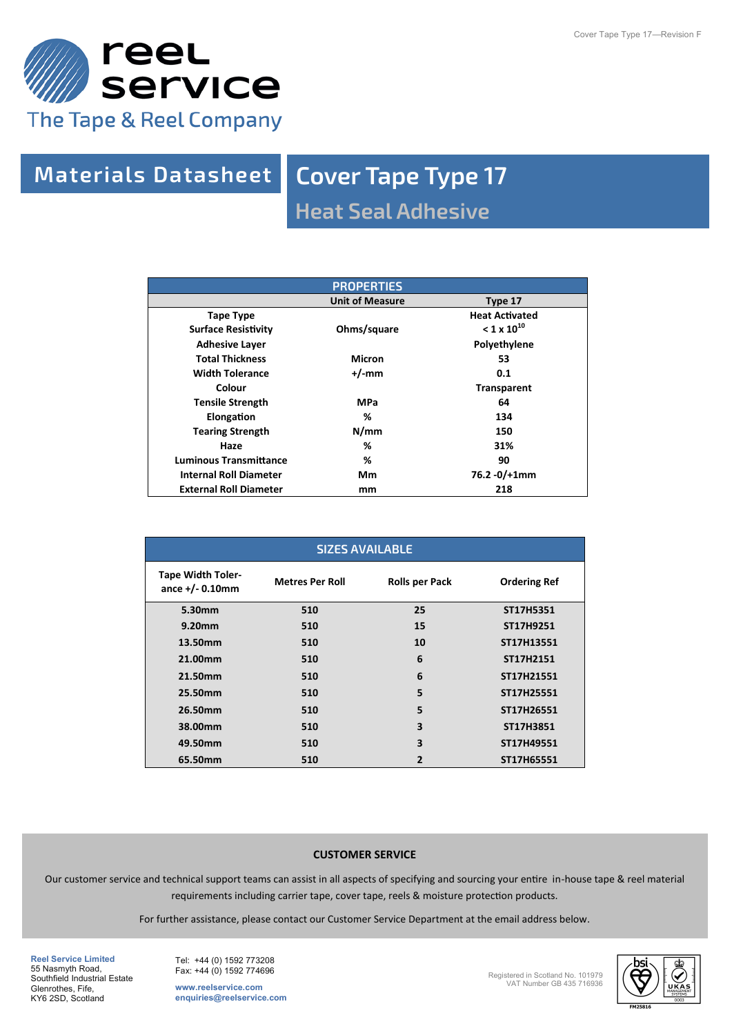reel service

The Tape & Reel Company

# Materials Datasheet

# Cover Tape Type 17

## Heat Seal Adhesive

| PROPERTIES | | |
|---|---|---|
| | **Unit of Measure** | **Type 17** |
| **Tape Type** | | **Heat Activated** |
| **Surface Resistivity** | **Ohms/square** | **< 1 x $10^{10}$** |
| **Adhesive Layer** | | **Polyethylene** |
| **Total Thickness** | **Micron** | **53** |
| **Width Tolerance** | **+/-mm** | **0.1** |
| **Colour** | | **Transparent** |
| **Tensile Strength** | **MPa** | **64** |
| **Elongation** | **%** | **134** |
| **Tearing Strength** | **N/mm** | **150** |
| **Haze** | **%** | **31%** |
| **Luminous Transmittance** | **%** | **90** |
| **Internal Roll Diameter** | **Mm** | **76.2 -0/+1mm** |
| **External Roll Diameter** | **mm** | **218** |

| SIZES AVAILABLE | | | |
|---|---|---|---|
| **Tape Width Toler-ance +/- 0.10mm** | **Metres Per Roll** | **Rolls per Pack** | **Ordering Ref** |
| **5.30mm** | **510** | **25** | **ST17H5351** |
| **9.20mm** | **510** | **15** | **ST17H9251** |
| **13.50mm** | **510** | **10** | **ST17H13551** |
| **21.00mm** | **510** | **6** | **ST17H2151** |
| **21.50mm** | **510** | **6** | **ST17H21551** |
| **25.50mm** | **510** | **5** | **ST17H25551** |
| **26.50mm** | **510** | **5** | **ST17H26551** |
| **38.00mm** | **510** | **3** | **ST17H3851** |
| **49.50mm** | **510** | **3** | **ST17H49551** |
| **65.50mm** | **510** | **2** | **ST17H65551** |

**CUSTOMER SERVICE**

Our customer service and technical support teams can assist in all aspects of specifying and sourcing your entire in-house tape & reel material requirements including carrier tape, cover tape, reels & moisture protection products.

For further assistance, please contact our Customer Service Department at the email address below.

**Reel Service Limited**
55 Nasmyth Road,
Southfield Industrial Estate
Glenrothes, Fife,
KY6 2SD, Scotland

Tel: +44 (0) 1592 773208
Fax: +44 (0) 1592 774696

**www.reelservice.com**
**enquiries@reelservice.com**

Registered in Scotland No. 101979
VAT Number GB 435 716936

FM25816